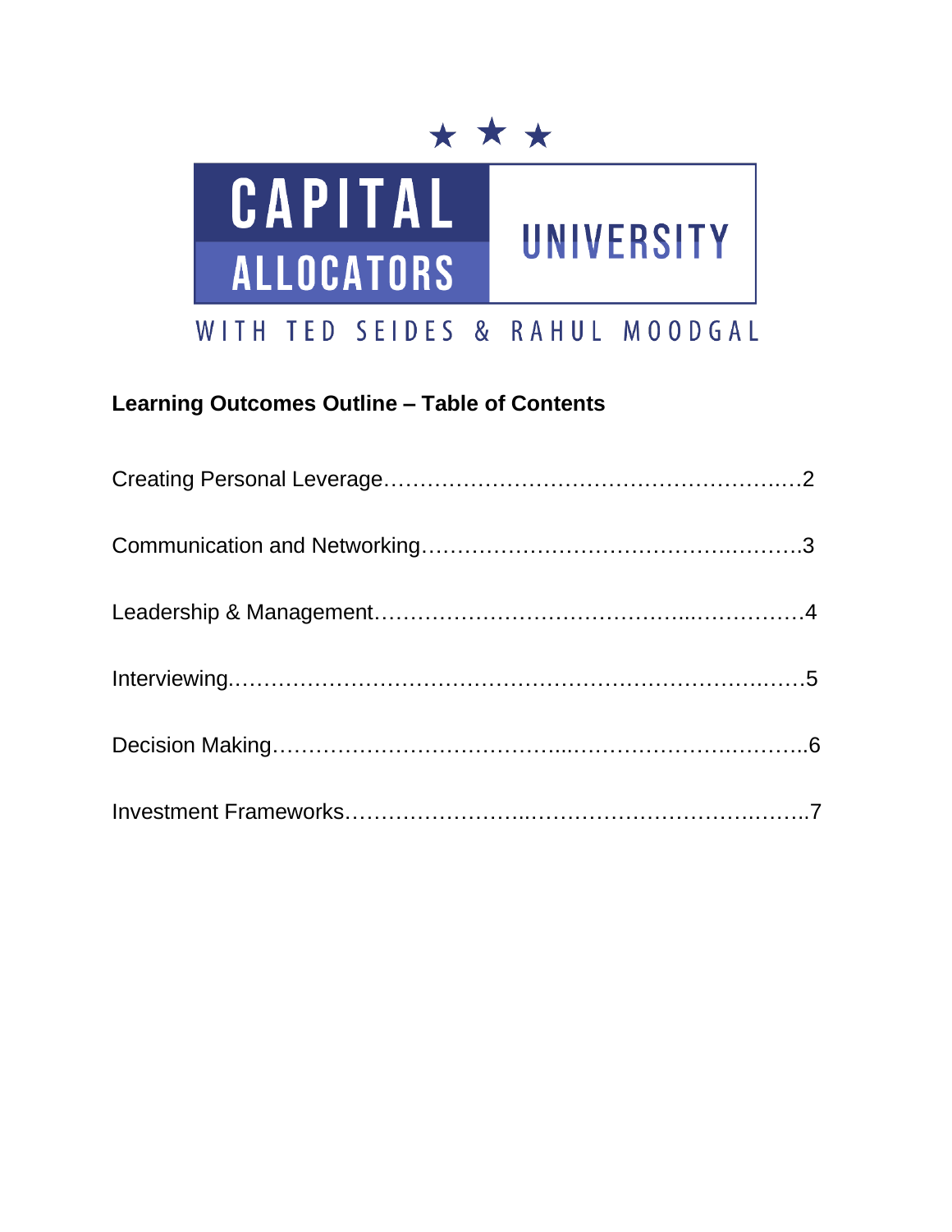# CAPITAL ALLOCATORS UNIVERSITY

WITH TED SEIDES & RAHUL MOODGAL

## Learning Outcomes Outline – Table of Contents

Creating Personal Leverage…………………………………………………..…2

Communication and Networking…………………………………….……….3

Leadership & Management…………………………………..……………4

Interviewing………………………………………………………………….……5

Decision Making………………………………...……………………….………..6

Investment Frameworks……………………..……………………………….……..7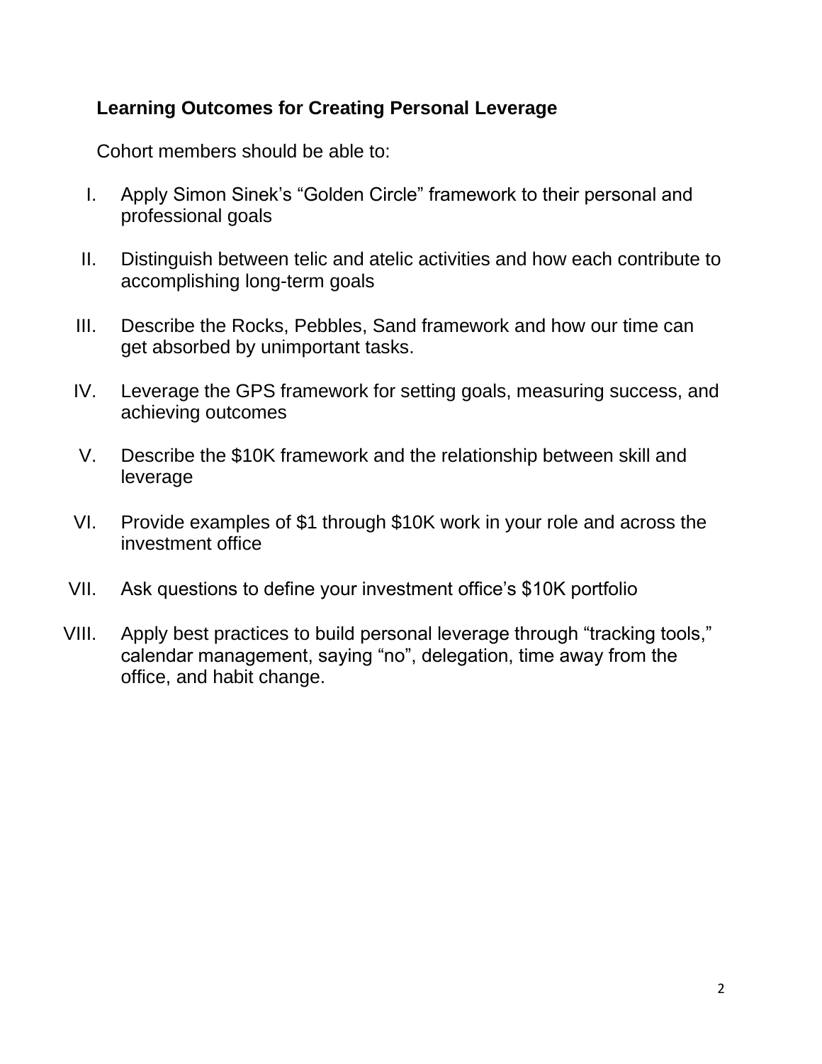## Learning Outcomes for Creating Personal Leverage

Cohort members should be able to:

I. Apply Simon Sinek's "Golden Circle" framework to their personal and professional goals

II. Distinguish between telic and atelic activities and how each contribute to accomplishing long-term goals

III. Describe the Rocks, Pebbles, Sand framework and how our time can get absorbed by unimportant tasks.

IV. Leverage the GPS framework for setting goals, measuring success, and achieving outcomes

V. Describe the $10K framework and the relationship between skill and leverage

VI. Provide examples of $1 through $10K work in your role and across the investment office

VII. Ask questions to define your investment office's $10K portfolio

VIII. Apply best practices to build personal leverage through "tracking tools," calendar management, saying "no", delegation, time away from the office, and habit change.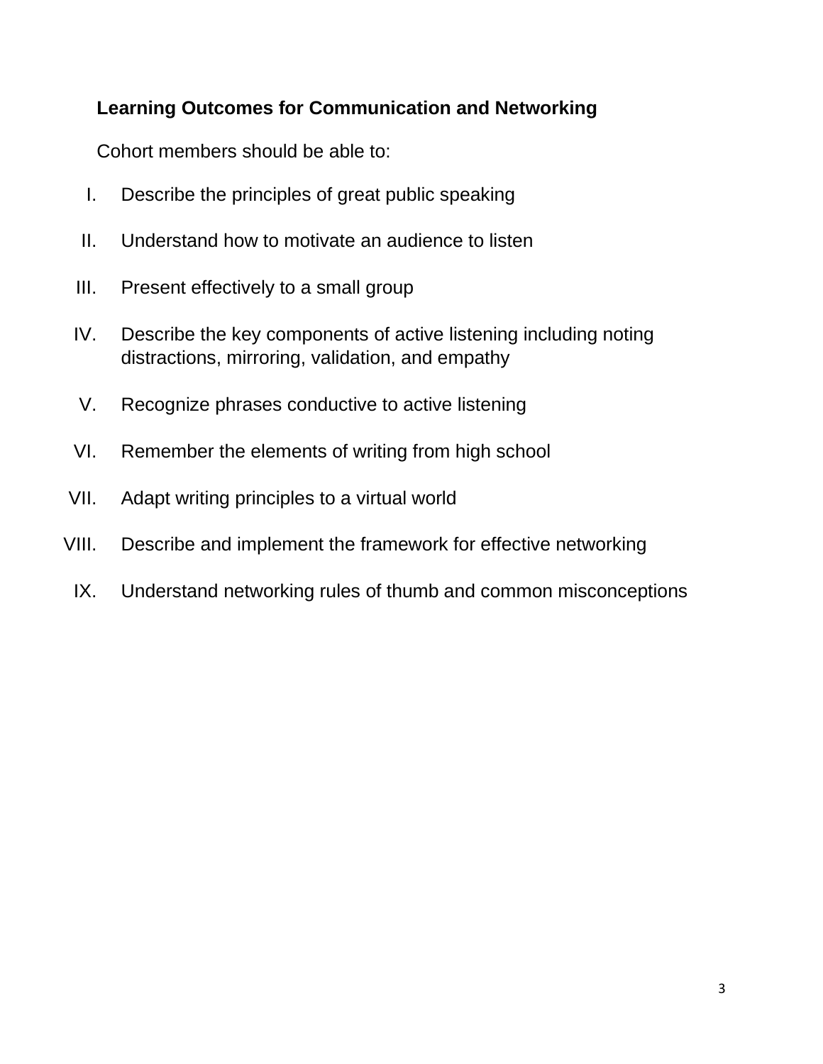**Learning Outcomes for Communication and Networking**

Cohort members should be able to:

I. Describe the principles of great public speaking

II. Understand how to motivate an audience to listen

III. Present effectively to a small group

IV. Describe the key components of active listening including noting distractions, mirroring, validation, and empathy

V. Recognize phrases conductive to active listening

VI. Remember the elements of writing from high school

VII. Adapt writing principles to a virtual world

VIII. Describe and implement the framework for effective networking

IX. Understand networking rules of thumb and common misconceptions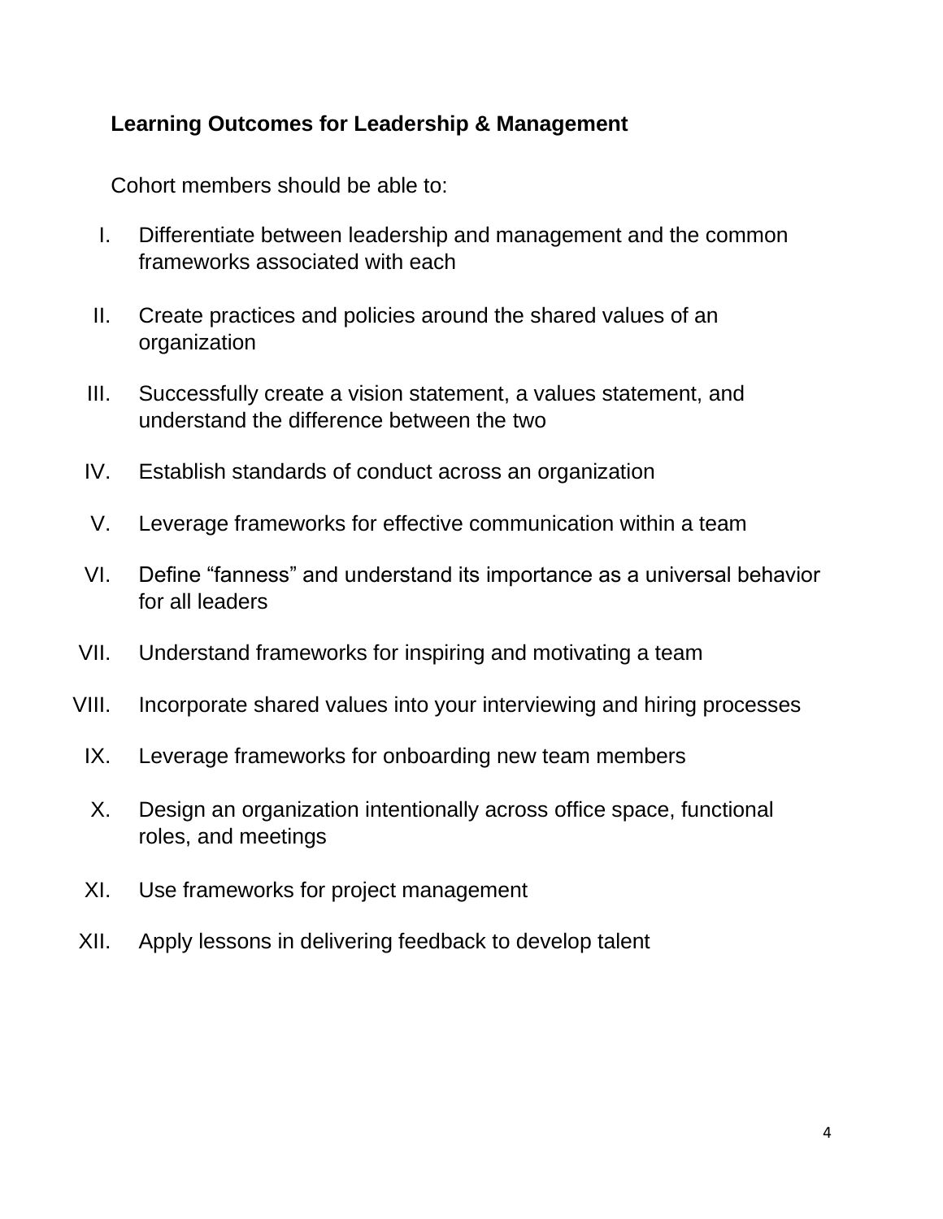**Learning Outcomes for Leadership & Management**

Cohort members should be able to:

I. Differentiate between leadership and management and the common frameworks associated with each

II. Create practices and policies around the shared values of an organization

III. Successfully create a vision statement, a values statement, and understand the difference between the two

IV. Establish standards of conduct across an organization

V. Leverage frameworks for effective communication within a team

VI. Define “fanness” and understand its importance as a universal behavior for all leaders

VII. Understand frameworks for inspiring and motivating a team

VIII. Incorporate shared values into your interviewing and hiring processes

IX. Leverage frameworks for onboarding new team members

X. Design an organization intentionally across office space, functional roles, and meetings

XI. Use frameworks for project management

XII. Apply lessons in delivering feedback to develop talent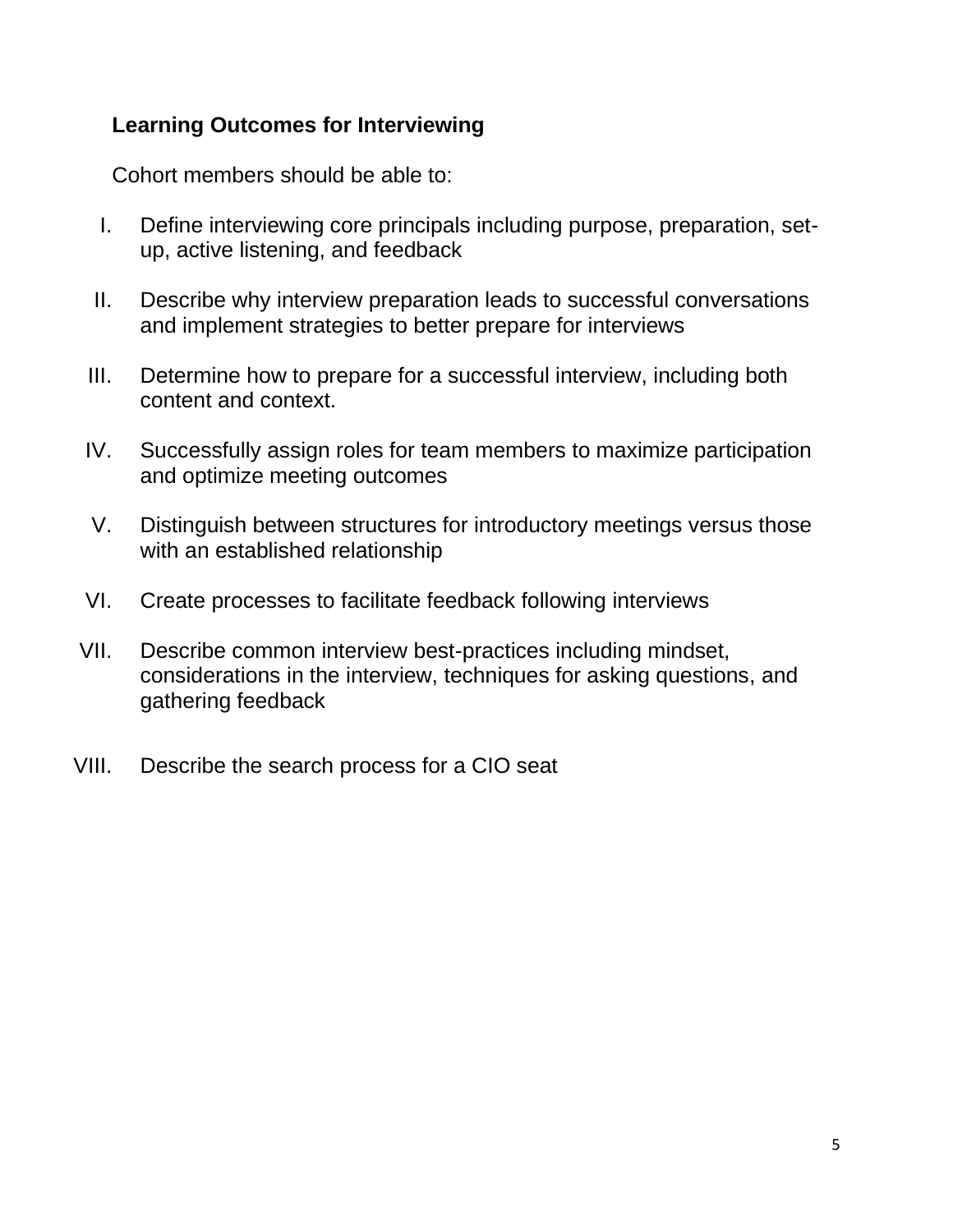**Learning Outcomes for Interviewing**

Cohort members should be able to:

I. Define interviewing core principals including purpose, preparation, set-up, active listening, and feedback

II. Describe why interview preparation leads to successful conversations and implement strategies to better prepare for interviews

III. Determine how to prepare for a successful interview, including both content and context.

IV. Successfully assign roles for team members to maximize participation and optimize meeting outcomes

V. Distinguish between structures for introductory meetings versus those with an established relationship

VI. Create processes to facilitate feedback following interviews

VII. Describe common interview best-practices including mindset, considerations in the interview, techniques for asking questions, and gathering feedback

VIII. Describe the search process for a CIO seat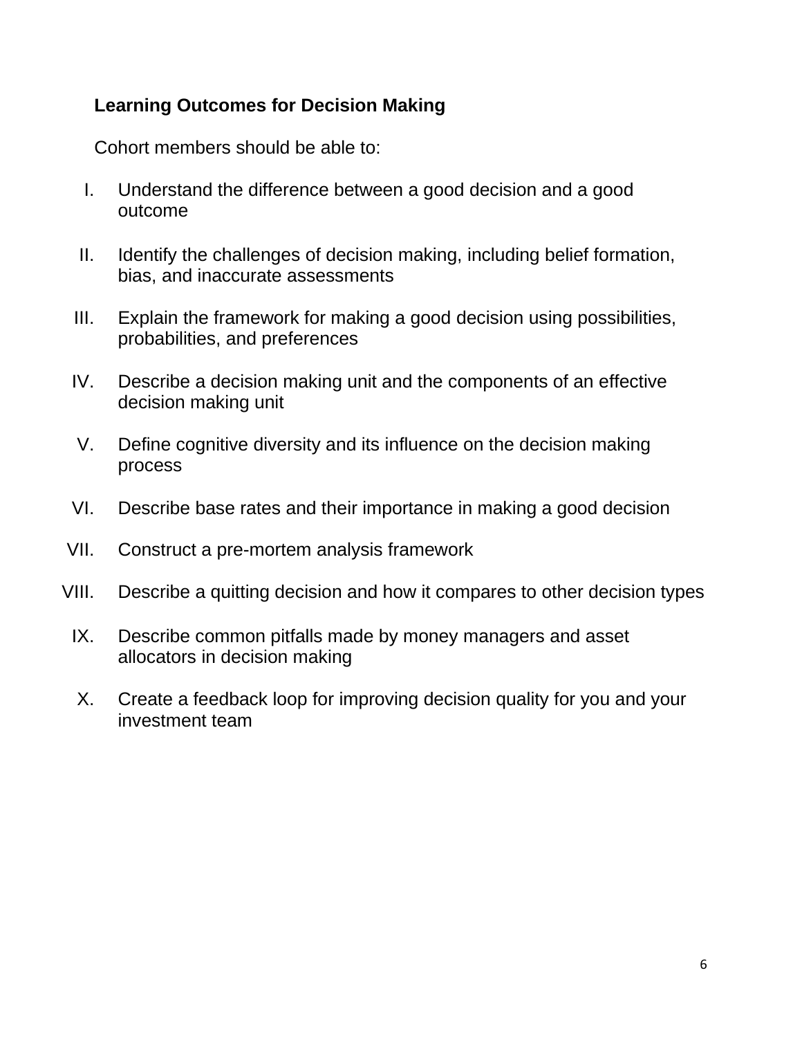**Learning Outcomes for Decision Making**

Cohort members should be able to:

I. Understand the difference between a good decision and a good outcome

II. Identify the challenges of decision making, including belief formation, bias, and inaccurate assessments

III. Explain the framework for making a good decision using possibilities, probabilities, and preferences

IV. Describe a decision making unit and the components of an effective decision making unit

V. Define cognitive diversity and its influence on the decision making process

VI. Describe base rates and their importance in making a good decision

VII. Construct a pre-mortem analysis framework

VIII. Describe a quitting decision and how it compares to other decision types

IX. Describe common pitfalls made by money managers and asset allocators in decision making

X. Create a feedback loop for improving decision quality for you and your investment team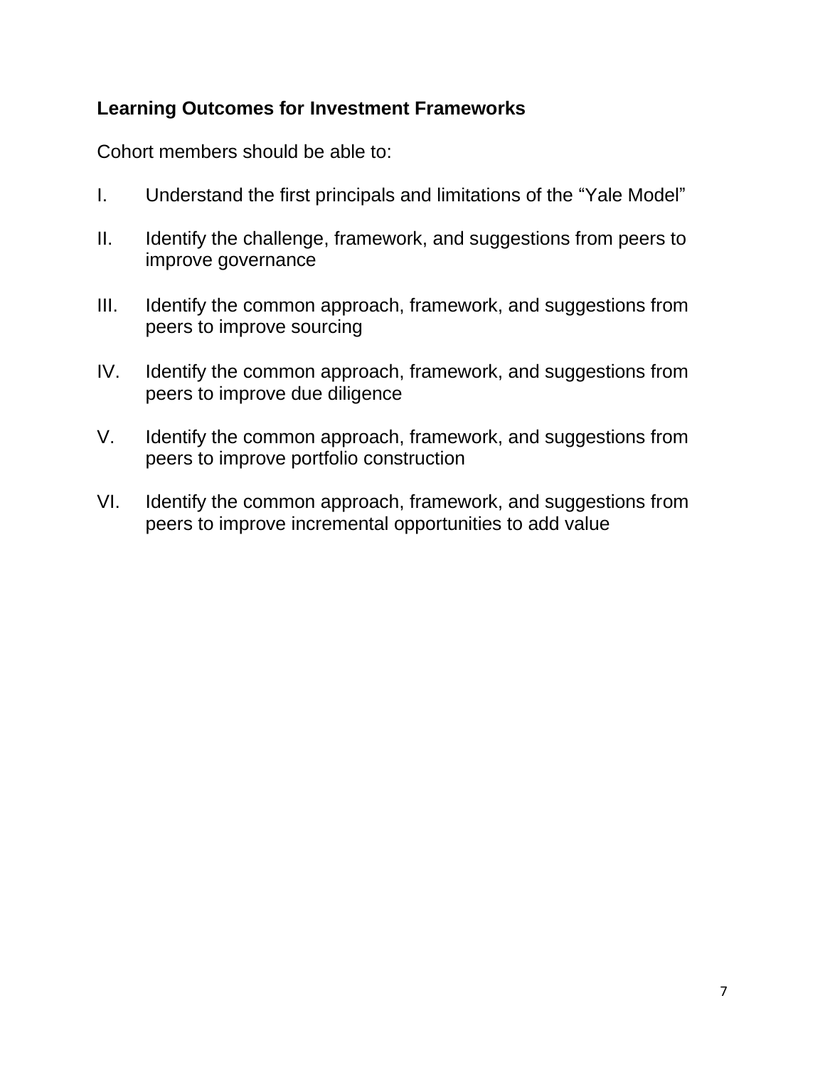**Learning Outcomes for Investment Frameworks**

Cohort members should be able to:

I. Understand the first principals and limitations of the “Yale Model”

II. Identify the challenge, framework, and suggestions from peers to improve governance

III. Identify the common approach, framework, and suggestions from peers to improve sourcing

IV. Identify the common approach, framework, and suggestions from peers to improve due diligence

V. Identify the common approach, framework, and suggestions from peers to improve portfolio construction

VI. Identify the common approach, framework, and suggestions from peers to improve incremental opportunities to add value